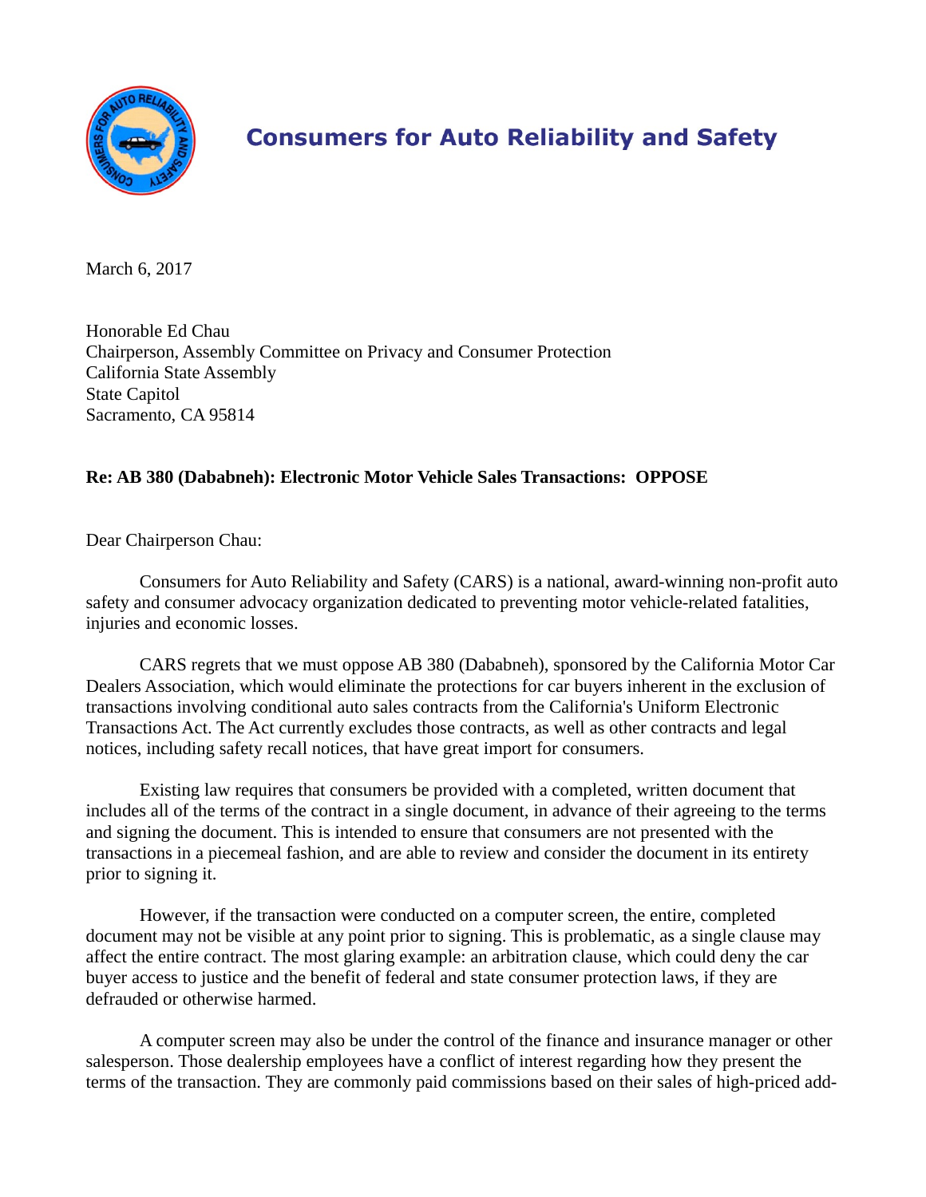# Consumers for Auto Reliability and Safety

March 6, 2017

Honorable Ed Chau
Chairperson, Assembly Committee on Privacy and Consumer Protection
California State Assembly
State Capitol
Sacramento, CA 95814

**Re: AB 380 (Dababneh): Electronic Motor Vehicle Sales Transactions: OPPOSE**

Dear Chairperson Chau:

Consumers for Auto Reliability and Safety (CARS) is a national, award-winning non-profit auto safety and consumer advocacy organization dedicated to preventing motor vehicle-related fatalities, injuries and economic losses.

CARS regrets that we must oppose AB 380 (Dababneh), sponsored by the California Motor Car Dealers Association, which would eliminate the protections for car buyers inherent in the exclusion of transactions involving conditional auto sales contracts from the California's Uniform Electronic Transactions Act. The Act currently excludes those contracts, as well as other contracts and legal notices, including safety recall notices, that have great import for consumers.

Existing law requires that consumers be provided with a completed, written document that includes all of the terms of the contract in a single document, in advance of their agreeing to the terms and signing the document. This is intended to ensure that consumers are not presented with the transactions in a piecemeal fashion, and are able to review and consider the document in its entirety prior to signing it.

However, if the transaction were conducted on a computer screen, the entire, completed document may not be visible at any point prior to signing. This is problematic, as a single clause may affect the entire contract. The most glaring example: an arbitration clause, which could deny the car buyer access to justice and the benefit of federal and state consumer protection laws, if they are defrauded or otherwise harmed.

A computer screen may also be under the control of the finance and insurance manager or other salesperson. Those dealership employees have a conflict of interest regarding how they present the terms of the transaction. They are commonly paid commissions based on their sales of high-priced add-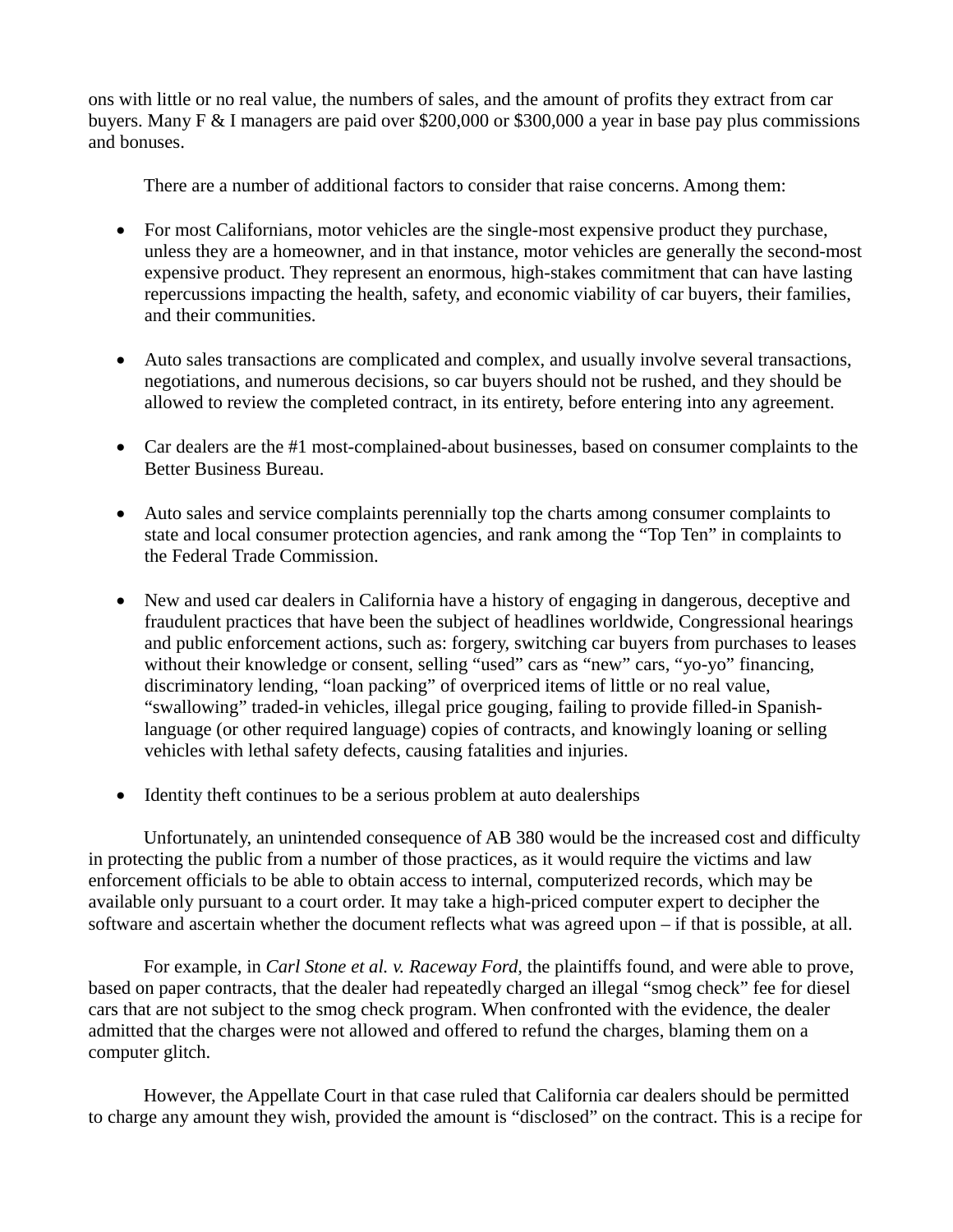ons with little or no real value, the numbers of sales, and the amount of profits they extract from car buyers. Many F & I managers are paid over $200,000 or $300,000 a year in base pay plus commissions and bonuses.

There are a number of additional factors to consider that raise concerns. Among them:

- For most Californians, motor vehicles are the single-most expensive product they purchase, unless they are a homeowner, and in that instance, motor vehicles are generally the second-most expensive product. They represent an enormous, high-stakes commitment that can have lasting repercussions impacting the health, safety, and economic viability of car buyers, their families, and their communities.

- Auto sales transactions are complicated and complex, and usually involve several transactions, negotiations, and numerous decisions, so car buyers should not be rushed, and they should be allowed to review the completed contract, in its entirety, before entering into any agreement.

- Car dealers are the #1 most-complained-about businesses, based on consumer complaints to the Better Business Bureau.

- Auto sales and service complaints perennially top the charts among consumer complaints to state and local consumer protection agencies, and rank among the "Top Ten" in complaints to the Federal Trade Commission.

- New and used car dealers in California have a history of engaging in dangerous, deceptive and fraudulent practices that have been the subject of headlines worldwide, Congressional hearings and public enforcement actions, such as: forgery, switching car buyers from purchases to leases without their knowledge or consent, selling "used" cars as "new" cars, "yo-yo" financing, discriminatory lending, "loan packing" of overpriced items of little or no real value, "swallowing" traded-in vehicles, illegal price gouging, failing to provide filled-in Spanish-language (or other required language) copies of contracts, and knowingly loaning or selling vehicles with lethal safety defects, causing fatalities and injuries.

- Identity theft continues to be a serious problem at auto dealerships

Unfortunately, an unintended consequence of AB 380 would be the increased cost and difficulty in protecting the public from a number of those practices, as it would require the victims and law enforcement officials to be able to obtain access to internal, computerized records, which may be available only pursuant to a court order. It may take a high-priced computer expert to decipher the software and ascertain whether the document reflects what was agreed upon – if that is possible, at all.

For example, in *Carl Stone et al. v. Raceway Ford*, the plaintiffs found, and were able to prove, based on paper contracts, that the dealer had repeatedly charged an illegal "smog check" fee for diesel cars that are not subject to the smog check program. When confronted with the evidence, the dealer admitted that the charges were not allowed and offered to refund the charges, blaming them on a computer glitch.

However, the Appellate Court in that case ruled that California car dealers should be permitted to charge any amount they wish, provided the amount is "disclosed" on the contract. This is a recipe for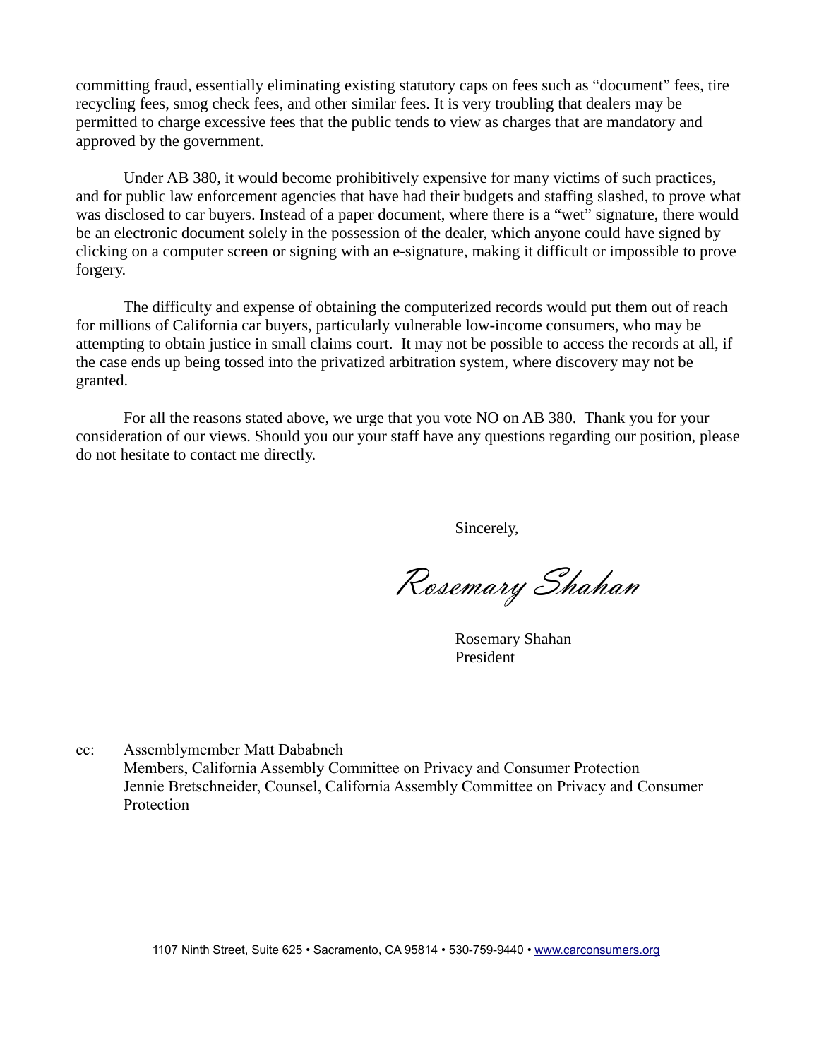committing fraud, essentially eliminating existing statutory caps on fees such as “document” fees, tire recycling fees, smog check fees, and other similar fees. It is very troubling that dealers may be permitted to charge excessive fees that the public tends to view as charges that are mandatory and approved by the government.

Under AB 380, it would become prohibitively expensive for many victims of such practices, and for public law enforcement agencies that have had their budgets and staffing slashed, to prove what was disclosed to car buyers. Instead of a paper document, where there is a “wet” signature, there would be an electronic document solely in the possession of the dealer, which anyone could have signed by clicking on a computer screen or signing with an e-signature, making it difficult or impossible to prove forgery.

The difficulty and expense of obtaining the computerized records would put them out of reach for millions of California car buyers, particularly vulnerable low-income consumers, who may be attempting to obtain justice in small claims court. It may not be possible to access the records at all, if the case ends up being tossed into the privatized arbitration system, where discovery may not be granted.

For all the reasons stated above, we urge that you vote NO on AB 380. Thank you for your consideration of our views. Should you our your staff have any questions regarding our position, please do not hesitate to contact me directly.

Sincerely,

*Rosemary Shahan*

Rosemary Shahan
President

cc: Assemblymember Matt Dababneh
Members, California Assembly Committee on Privacy and Consumer Protection
Jennie Bretschneider, Counsel, California Assembly Committee on Privacy and Consumer Protection

1107 Ninth Street, Suite 625 • Sacramento, CA 95814 • 530-759-9440 • www.carconsumers.org